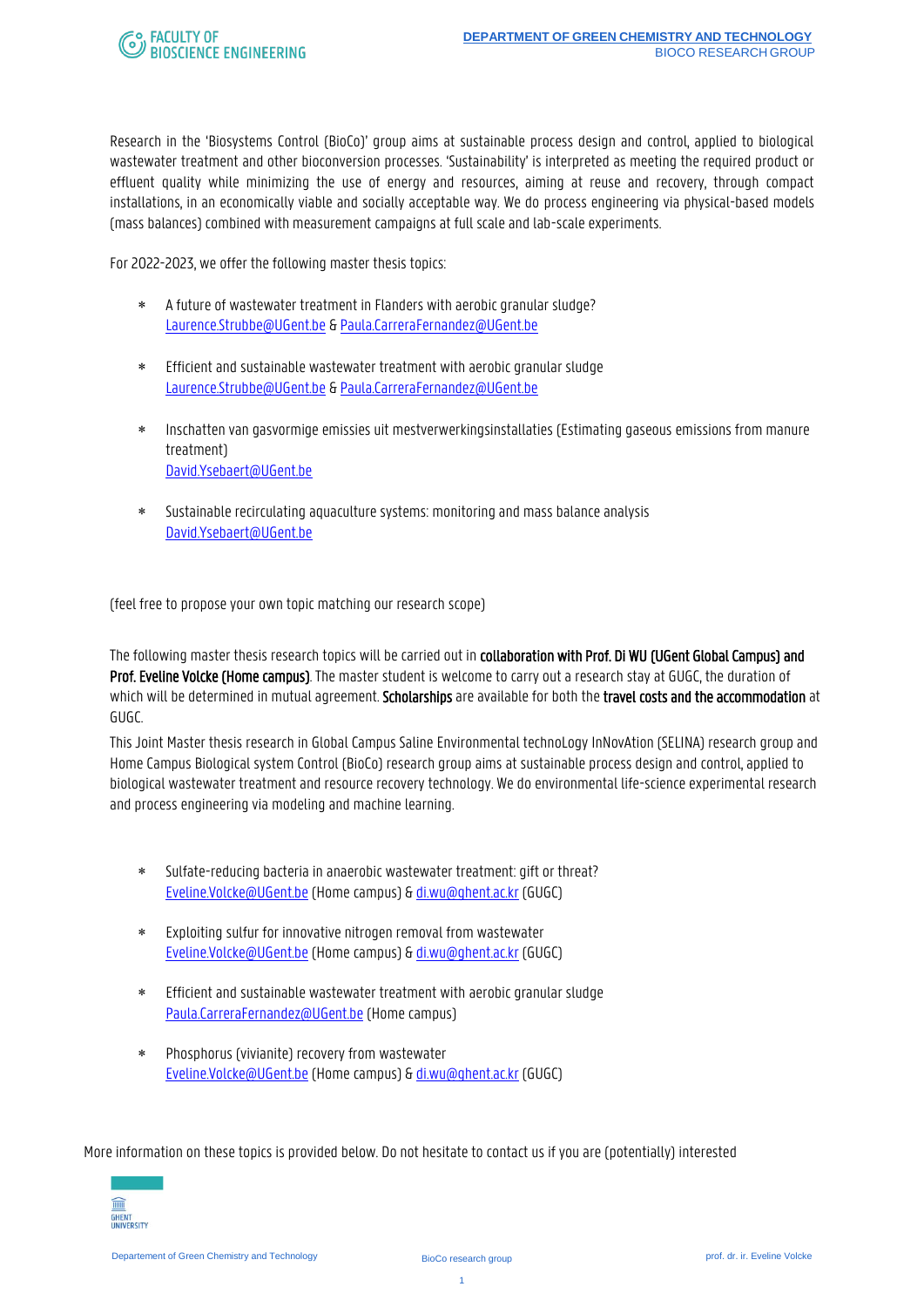Research in the 'Biosystems Control (BioCo)' group aims at sustainable process design and control, applied to biological wastewater treatment and other bioconversion processes. 'Sustainability' is interpreted as meeting the required product or effluent quality while minimizing the use of energy and resources, aiming at reuse and recovery, through compact installations, in an economically viable and socially acceptable way. We do process engineering via physical-based models (mass balances) combined with measurement campaigns at full scale and lab-scale experiments.

For 2022-2023, we offer the following master thesis topics:

- A future of wastewater treatment in Flanders with aerobic granular sludge?
  Laurence.Strubbe@UGent.be & Paula.CarreraFernandez@UGent.be

- Efficient and sustainable wastewater treatment with aerobic granular sludge
  Laurence.Strubbe@UGent.be & Paula.CarreraFernandez@UGent.be

- Inschatten van gasvormige emissies uit mestverwerkingsinstallaties (Estimating gaseous emissions from manure treatment)
  David.Ysebaert@UGent.be

- Sustainable recirculating aquaculture systems: monitoring and mass balance analysis
  David.Ysebaert@UGent.be

(feel free to propose your own topic matching our research scope)

The following master thesis research topics will be carried out in **collaboration with Prof. Di WU (UGent Global Campus) and Prof. Eveline Volcke (Home campus)**. The master student is welcome to carry out a research stay at GUGC, the duration of which will be determined in mutual agreement. **Scholarships** are available for both the **travel costs and the accommodation** at GUGC.

This Joint Master thesis research in Global Campus Saline Environmental technoLogy InNovAtion (SELINA) research group and Home Campus Biological system Control (BioCo) research group aims at sustainable process design and control, applied to biological wastewater treatment and resource recovery technology. We do environmental life-science experimental research and process engineering via modeling and machine learning.

- Sulfate-reducing bacteria in anaerobic wastewater treatment: gift or threat?
  Eveline.Volcke@UGent.be (Home campus) & di.wu@ghent.ac.kr (GUGC)

- Exploiting sulfur for innovative nitrogen removal from wastewater
  Eveline.Volcke@UGent.be (Home campus) & di.wu@ghent.ac.kr (GUGC)

- Efficient and sustainable wastewater treatment with aerobic granular sludge
  Paula.CarreraFernandez@UGent.be (Home campus)

- Phosphorus (vivianite) recovery from wastewater
  Eveline.Volcke@UGent.be (Home campus) & di.wu@ghent.ac.kr (GUGC)

More information on these topics is provided below. Do not hesitate to contact us if you are (potentially) interested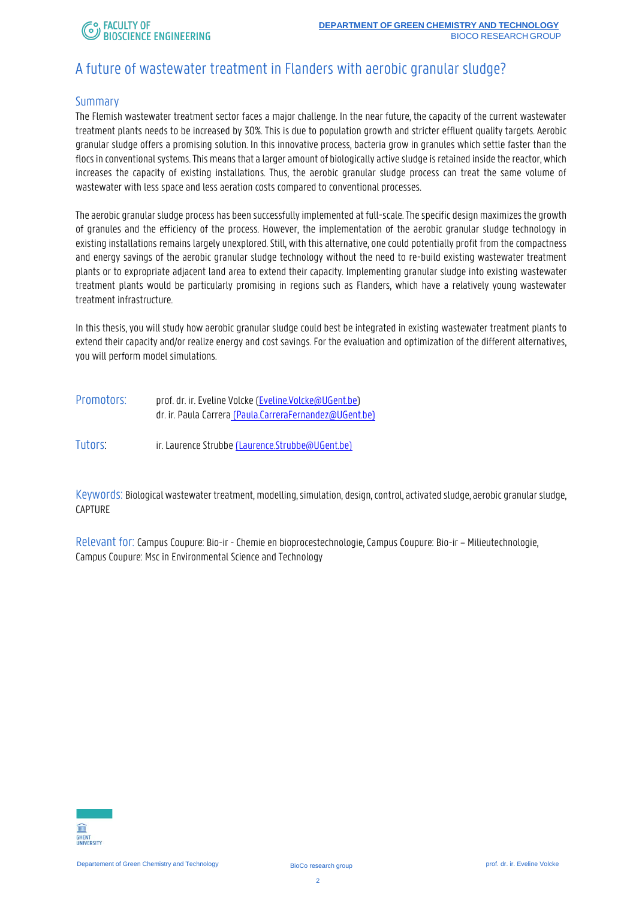# A future of wastewater treatment in Flanders with aerobic granular sludge?

## Summary

The Flemish wastewater treatment sector faces a major challenge. In the near future, the capacity of the current wastewater treatment plants needs to be increased by 30%. This is due to population growth and stricter effluent quality targets. Aerobic granular sludge offers a promising solution. In this innovative process, bacteria grow in granules which settle faster than the flocs in conventional systems. This means that a larger amount of biologically active sludge is retained inside the reactor, which increases the capacity of existing installations. Thus, the aerobic granular sludge process can treat the same volume of wastewater with less space and less aeration costs compared to conventional processes.

The aerobic granular sludge process has been successfully implemented at full-scale. The specific design maximizes the growth of granules and the efficiency of the process. However, the implementation of the aerobic granular sludge technology in existing installations remains largely unexplored. Still, with this alternative, one could potentially profit from the compactness and energy savings of the aerobic granular sludge technology without the need to re-build existing wastewater treatment plants or to expropriate adjacent land area to extend their capacity. Implementing granular sludge into existing wastewater treatment plants would be particularly promising in regions such as Flanders, which have a relatively young wastewater treatment infrastructure.

In this thesis, you will study how aerobic granular sludge could best be integrated in existing wastewater treatment plants to extend their capacity and/or realize energy and cost savings. For the evaluation and optimization of the different alternatives, you will perform model simulations.

**Promotors:** prof. dr. ir. Eveline Volcke (Eveline.Volcke@UGent.be)
dr. ir. Paula Carrera (Paula.CarreraFernandez@UGent.be)

**Tutors:** ir. Laurence Strubbe (Laurence.Strubbe@UGent.be)

**Keywords:** Biological wastewater treatment, modelling, simulation, design, control, activated sludge, aerobic granular sludge, CAPTURE

**Relevant for:** Campus Coupure: Bio-ir - Chemie en bioprocestechnologie, Campus Coupure: Bio-ir – Milieutechnologie, Campus Coupure: Msc in Environmental Science and Technology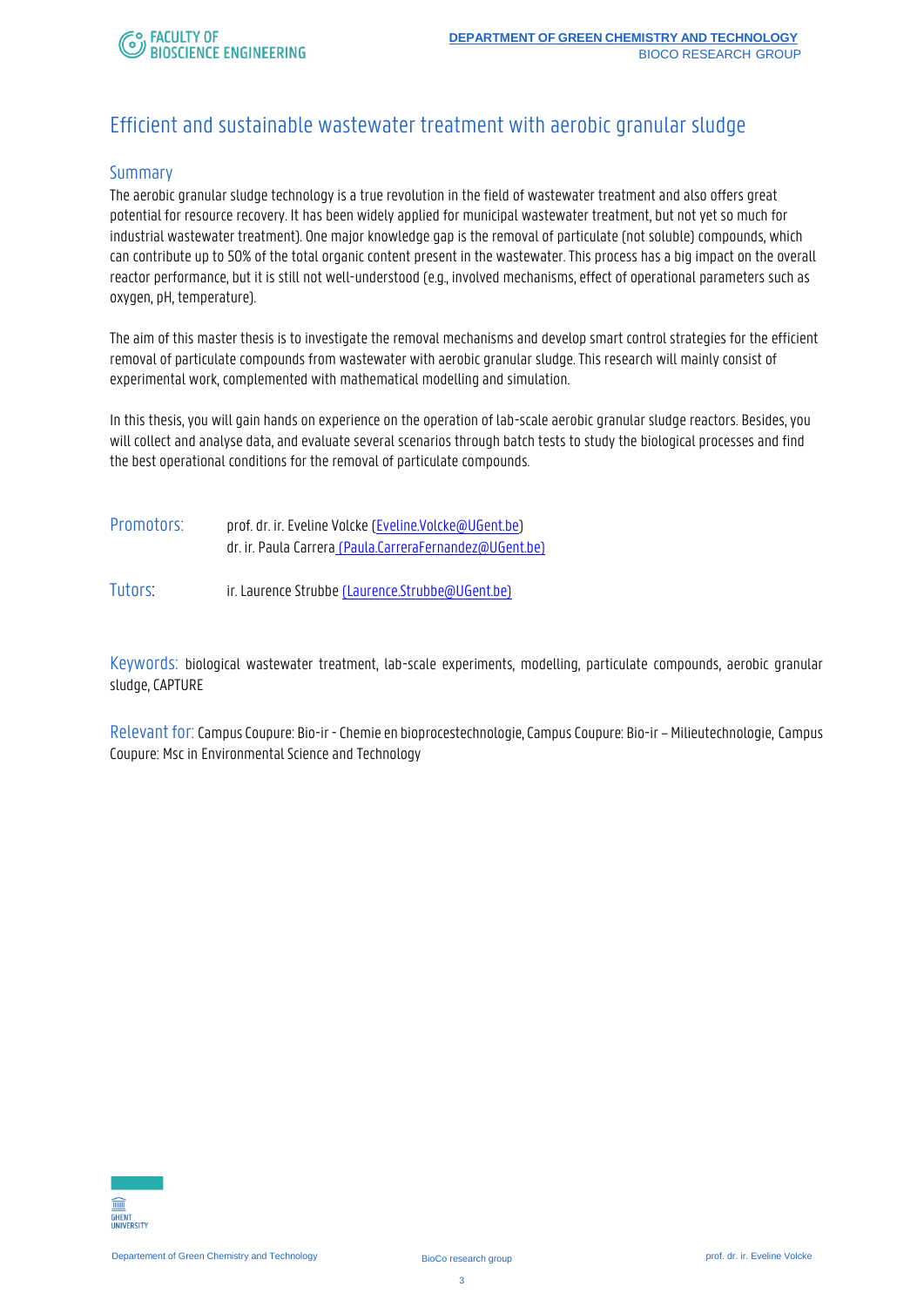# Efficient and sustainable wastewater treatment with aerobic granular sludge

## Summary

The aerobic granular sludge technology is a true revolution in the field of wastewater treatment and also offers great potential for resource recovery. It has been widely applied for municipal wastewater treatment, but not yet so much for industrial wastewater treatment). One major knowledge gap is the removal of particulate (not soluble) compounds, which can contribute up to 50% of the total organic content present in the wastewater. This process has a big impact on the overall reactor performance, but it is still not well-understood (e.g., involved mechanisms, effect of operational parameters such as oxygen, pH, temperature).

The aim of this master thesis is to investigate the removal mechanisms and develop smart control strategies for the efficient removal of particulate compounds from wastewater with aerobic granular sludge. This research will mainly consist of experimental work, complemented with mathematical modelling and simulation.

In this thesis, you will gain hands on experience on the operation of lab-scale aerobic granular sludge reactors. Besides, you will collect and analyse data, and evaluate several scenarios through batch tests to study the biological processes and find the best operational conditions for the removal of particulate compounds.

**Promotors:** prof. dr. ir. Eveline Volcke (Eveline.Volcke@UGent.be)
dr. ir. Paula Carrera (Paula.CarreraFernandez@UGent.be)

**Tutors:** ir. Laurence Strubbe (Laurence.Strubbe@UGent.be)

**Keywords:** biological wastewater treatment, lab-scale experiments, modelling, particulate compounds, aerobic granular sludge, CAPTURE

**Relevant for:** Campus Coupure: Bio-ir - Chemie en bioprocestechnologie, Campus Coupure: Bio-ir – Milieutechnologie, Campus Coupure: Msc in Environmental Science and Technology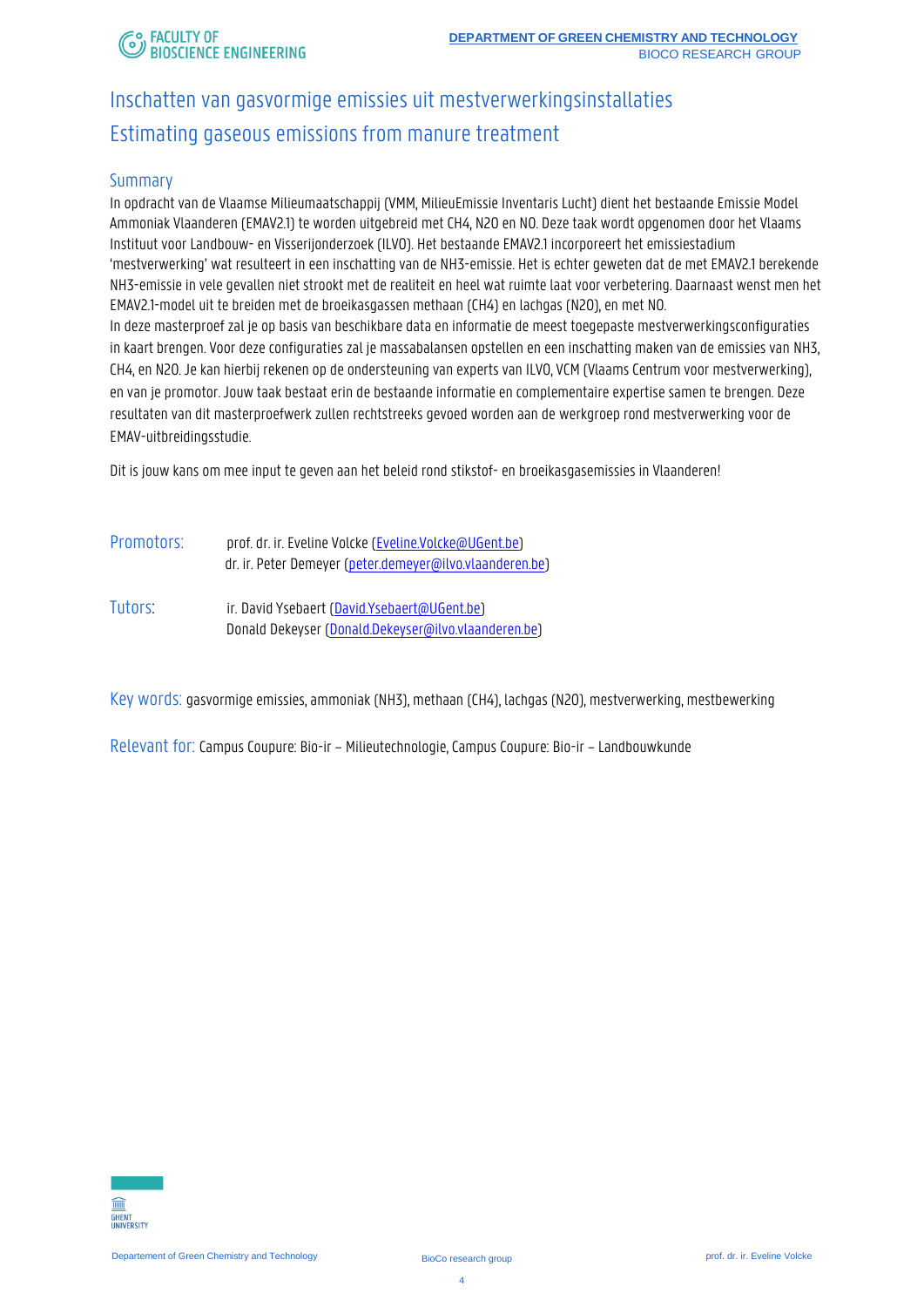# Inschatten van gasvormige emissies uit mestverwerkingsinstallaties

# Estimating gaseous emissions from manure treatment

## Summary

In opdracht van de Vlaamse Milieumaatschappij (VMM, MilieuEmissie Inventaris Lucht) dient het bestaande Emissie Model Ammoniak Vlaanderen (EMAV2.1) te worden uitgebreid met $CH_4$, $N_2O$ en NO. Deze taak wordt opgenomen door het Vlaams Instituut voor Landbouw- en Visserijonderzoek (ILVO). Het bestaande EMAV2.1 incorporeert het emissiestadium 'mestverwerking' wat resulteert in een inschatting van de $NH_3$-emissie. Het is echter geweten dat de met EMAV2.1 berekende $NH_3$-emissie in vele gevallen niet strookt met de realiteit en heel wat ruimte laat voor verbetering. Daarnaast wenst men het EMAV2.1-model uit te breiden met de broeikasgassen methaan ($CH_4$) en lachgas ($N_2O$), en met NO.
In deze masterproef zal je op basis van beschikbare data en informatie de meest toegepaste mestverwerkingsconfiguraties in kaart brengen. Voor deze configuraties zal je massabalansen opstellen en een inschatting maken van de emissies van $NH_3$, $CH_4$, en $N_2O$. Je kan hierbij rekenen op de ondersteuning van experts van ILVO, VCM (Vlaams Centrum voor mestverwerking), en van je promotor. Jouw taak bestaat erin de bestaande informatie en complementaire expertise samen te brengen. Deze resultaten van dit masterproefwerk zullen rechtstreeks gevoed worden aan de werkgroep rond mestverwerking voor de EMAV-uitbreidingsstudie.

Dit is jouw kans om mee input te geven aan het beleid rond stikstof- en broeikasgasemissies in Vlaanderen!

**Promotors:** prof. dr. ir. Eveline Volcke (Eveline.Volcke@UGent.be)
dr. ir. Peter Demeyer (peter.demeyer@ilvo.vlaanderen.be)

**Tutors:** ir. David Ysebaert (David.Ysebaert@UGent.be)
Donald Dekeyser (Donald.Dekeyser@ilvo.vlaanderen.be)

**Key words:** gasvormige emissies, ammoniak ($NH_3$), methaan ($CH_4$), lachgas ($N_2O$), mestverwerking, mestbewerking

**Relevant for:** Campus Coupure: Bio-ir – Milieutechnologie, Campus Coupure: Bio-ir – Landbouwkunde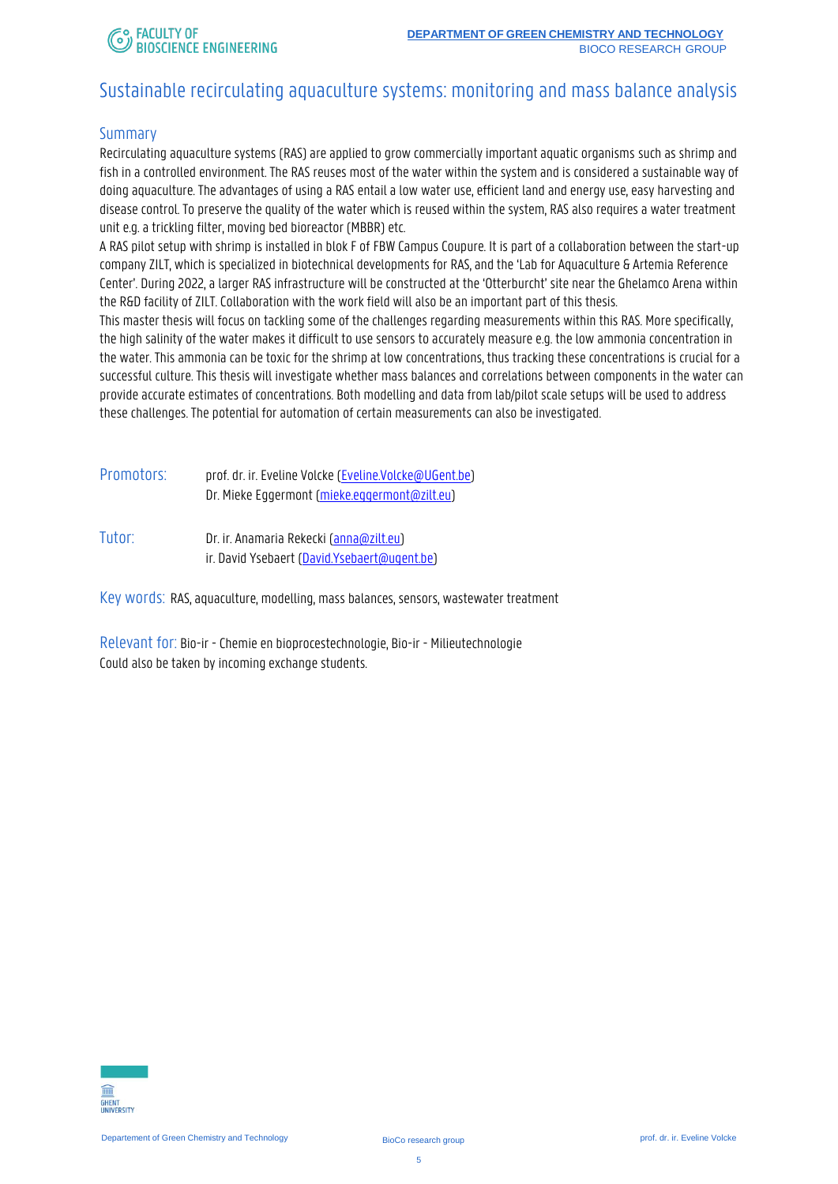# Sustainable recirculating aquaculture systems: monitoring and mass balance analysis

## Summary

Recirculating aquaculture systems (RAS) are applied to grow commercially important aquatic organisms such as shrimp and fish in a controlled environment. The RAS reuses most of the water within the system and is considered a sustainable way of doing aquaculture. The advantages of using a RAS entail a low water use, efficient land and energy use, easy harvesting and disease control. To preserve the quality of the water which is reused within the system, RAS also requires a water treatment unit e.g. a trickling filter, moving bed bioreactor (MBBR) etc.

A RAS pilot setup with shrimp is installed in blok F of FBW Campus Coupure. It is part of a collaboration between the start-up company ZILT, which is specialized in biotechnical developments for RAS, and the 'Lab for Aquaculture & Artemia Reference Center'. During 2022, a larger RAS infrastructure will be constructed at the 'Otterburcht' site near the Ghelamco Arena within the R&D facility of ZILT. Collaboration with the work field will also be an important part of this thesis.

This master thesis will focus on tackling some of the challenges regarding measurements within this RAS. More specifically, the high salinity of the water makes it difficult to use sensors to accurately measure e.g. the low ammonia concentration in the water. This ammonia can be toxic for the shrimp at low concentrations, thus tracking these concentrations is crucial for a successful culture. This thesis will investigate whether mass balances and correlations between components in the water can provide accurate estimates of concentrations. Both modelling and data from lab/pilot scale setups will be used to address these challenges. The potential for automation of certain measurements can also be investigated.

**Promotors:** prof. dr. ir. Eveline Volcke (Eveline.Volcke@UGent.be)
Dr. Mieke Eggermont (mieke.eggermont@zilt.eu)

**Tutor:** Dr. ir. Anamaria Rekecki (anna@zilt.eu)
ir. David Ysebaert (David.Ysebaert@ugent.be)

**Key words:** RAS, aquaculture, modelling, mass balances, sensors, wastewater treatment

**Relevant for:** Bio-ir - Chemie en bioprocestechnologie, Bio-ir - Milieutechnologie
Could also be taken by incoming exchange students.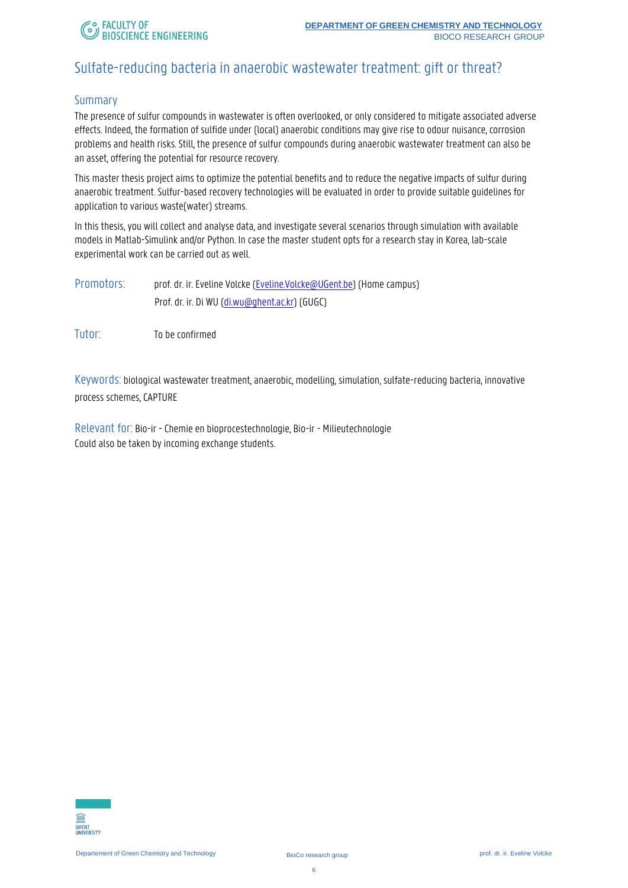# Sulfate-reducing bacteria in anaerobic wastewater treatment: gift or threat?

## Summary

The presence of sulfur compounds in wastewater is often overlooked, or only considered to mitigate associated adverse effects. Indeed, the formation of sulfide under (local) anaerobic conditions may give rise to odour nuisance, corrosion problems and health risks. Still, the presence of sulfur compounds during anaerobic wastewater treatment can also be an asset, offering the potential for resource recovery.

This master thesis project aims to optimize the potential benefits and to reduce the negative impacts of sulfur during anaerobic treatment. Sulfur-based recovery technologies will be evaluated in order to provide suitable guidelines for application to various waste(water) streams.

In this thesis, you will collect and analyse data, and investigate several scenarios through simulation with available models in Matlab-Simulink and/or Python. In case the master student opts for a research stay in Korea, lab-scale experimental work can be carried out as well.

**Promotors:** prof. dr. ir. Eveline Volcke (Eveline.Volcke@UGent.be) (Home campus)
Prof. dr. ir. Di WU (di.wu@ghent.ac.kr) (GUGC)

**Tutor:** To be confirmed

**Keywords:** biological wastewater treatment, anaerobic, modelling, simulation, sulfate-reducing bacteria, innovative process schemes, CAPTURE

**Relevant for:** Bio-ir - Chemie en bioprocestechnologie, Bio-ir - Milieutechnologie
Could also be taken by incoming exchange students.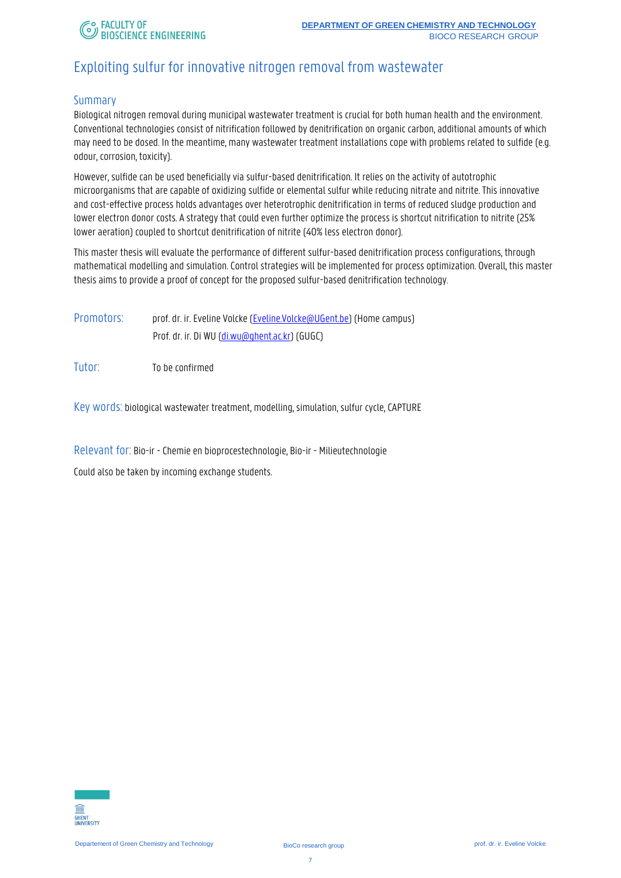# Exploiting sulfur for innovative nitrogen removal from wastewater

## Summary

Biological nitrogen removal during municipal wastewater treatment is crucial for both human health and the environment. Conventional technologies consist of nitrification followed by denitrification on organic carbon, additional amounts of which may need to be dosed. In the meantime, many wastewater treatment installations cope with problems related to sulfide (e.g. odour, corrosion, toxicity).

However, sulfide can be used beneficially via sulfur-based denitrification. It relies on the activity of autotrophic microorganisms that are capable of oxidizing sulfide or elemental sulfur while reducing nitrate and nitrite. This innovative and cost-effective process holds advantages over heterotrophic denitrification in terms of reduced sludge production and lower electron donor costs. A strategy that could even further optimize the process is shortcut nitrification to nitrite (25% lower aeration) coupled to shortcut denitrification of nitrite (40% less electron donor).

This master thesis will evaluate the performance of different sulfur-based denitrification process configurations, through mathematical modelling and simulation. Control strategies will be implemented for process optimization. Overall, this master thesis aims to provide a proof of concept for the proposed sulfur-based denitrification technology.

**Promotors:** prof. dr. ir. Eveline Volcke (Eveline.Volcke@UGent.be) (Home campus)
Prof. dr. ir. Di WU (di.wu@ghent.ac.kr) (GUGC)

**Tutor:** To be confirmed

**Key words:** biological wastewater treatment, modelling, simulation, sulfur cycle, CAPTURE

**Relevant for:** Bio-ir - Chemie en bioprocestechnologie, Bio-ir - Milieutechnologie

Could also be taken by incoming exchange students.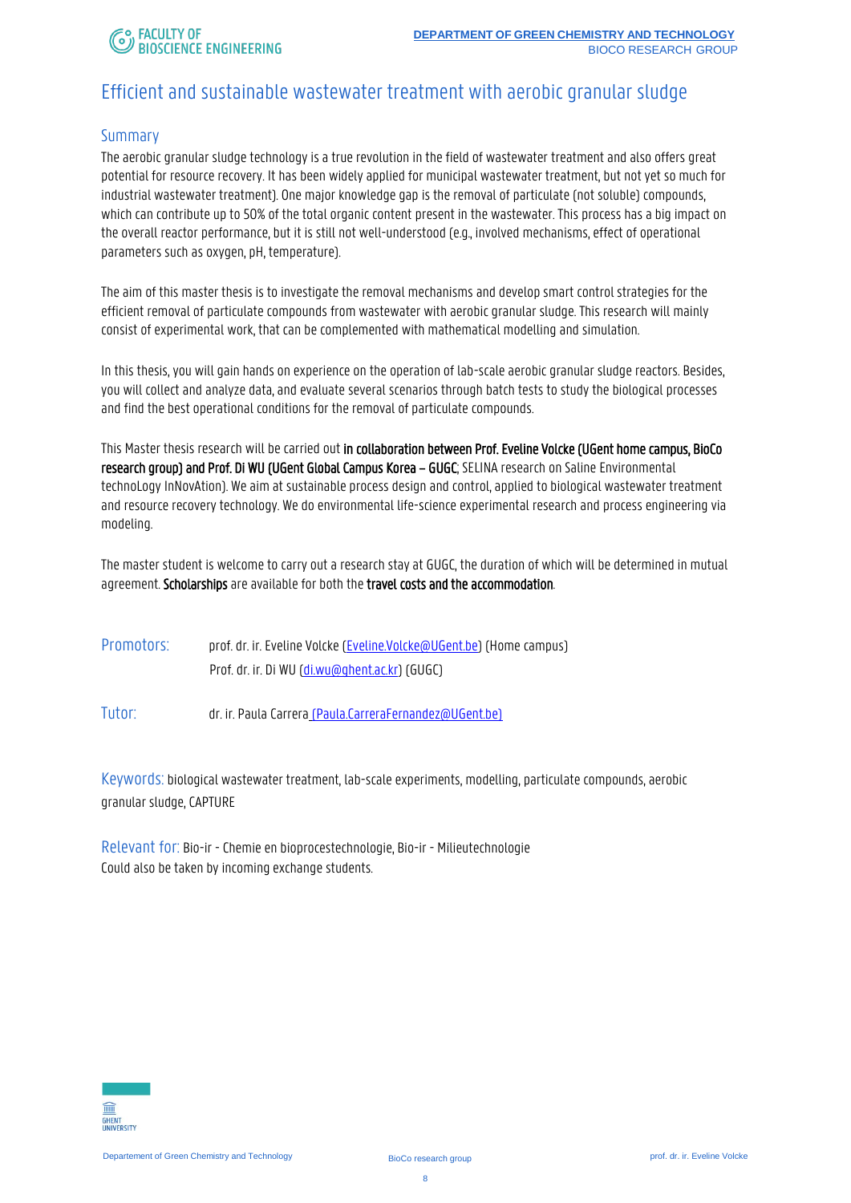# Efficient and sustainable wastewater treatment with aerobic granular sludge

## Summary

The aerobic granular sludge technology is a true revolution in the field of wastewater treatment and also offers great potential for resource recovery. It has been widely applied for municipal wastewater treatment, but not yet so much for industrial wastewater treatment). One major knowledge gap is the removal of particulate (not soluble) compounds, which can contribute up to 50% of the total organic content present in the wastewater. This process has a big impact on the overall reactor performance, but it is still not well-understood (e.g., involved mechanisms, effect of operational parameters such as oxygen, pH, temperature).

The aim of this master thesis is to investigate the removal mechanisms and develop smart control strategies for the efficient removal of particulate compounds from wastewater with aerobic granular sludge. This research will mainly consist of experimental work, that can be complemented with mathematical modelling and simulation.

In this thesis, you will gain hands on experience on the operation of lab-scale aerobic granular sludge reactors. Besides, you will collect and analyze data, and evaluate several scenarios through batch tests to study the biological processes and find the best operational conditions for the removal of particulate compounds.

This Master thesis research will be carried out **in collaboration between Prof. Eveline Volcke (UGent home campus, BioCo research group) and Prof. Di WU (UGent Global Campus Korea – GUGC**; SELINA research on Saline Environmental technoLogy InNovAtion). We aim at sustainable process design and control, applied to biological wastewater treatment and resource recovery technology. We do environmental life-science experimental research and process engineering via modeling.

The master student is welcome to carry out a research stay at GUGC, the duration of which will be determined in mutual agreement. **Scholarships** are available for both the **travel costs and the accommodation**.

**Promotors:** prof. dr. ir. Eveline Volcke (Eveline.Volcke@UGent.be) (Home campus)
Prof. dr. ir. Di WU (di.wu@ghent.ac.kr) (GUGC)

**Tutor:** dr. ir. Paula Carrera (Paula.CarreraFernandez@UGent.be)

**Keywords:** biological wastewater treatment, lab-scale experiments, modelling, particulate compounds, aerobic granular sludge, CAPTURE

**Relevant for:** Bio-ir - Chemie en bioprocestechnologie, Bio-ir - Milieutechnologie
Could also be taken by incoming exchange students.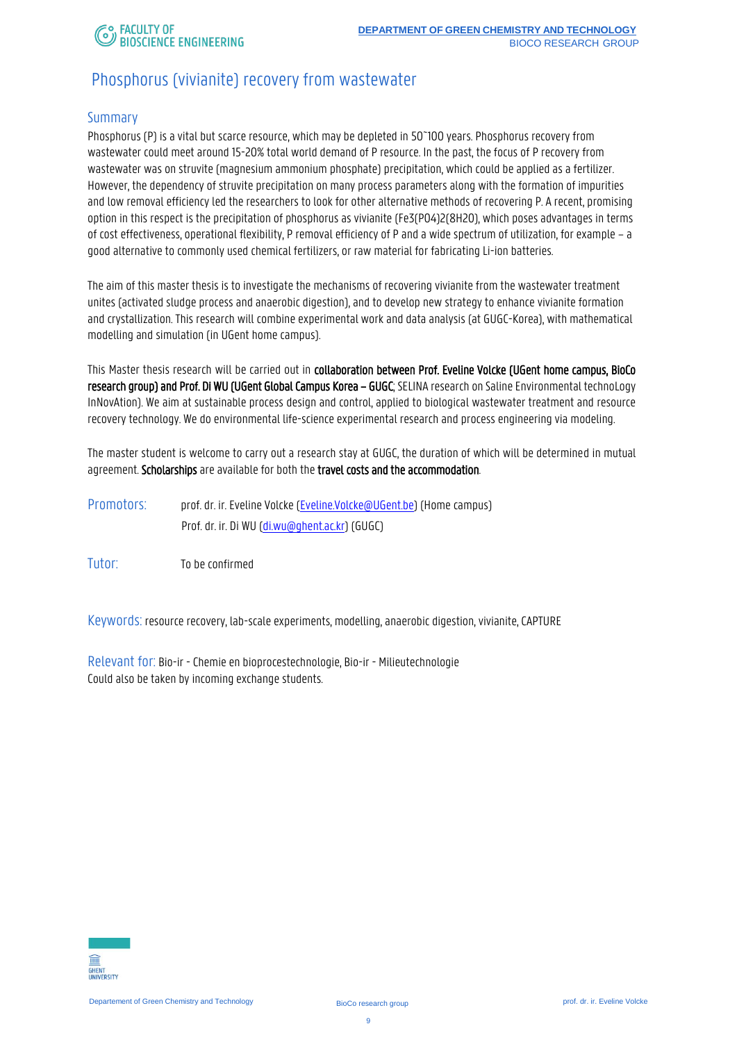# Phosphorus (vivianite) recovery from wastewater

## Summary

Phosphorus (P) is a vital but scarce resource, which may be depleted in 50~100 years. Phosphorus recovery from wastewater could meet around 15-20% total world demand of P resource. In the past, the focus of P recovery from wastewater was on struvite (magnesium ammonium phosphate) precipitation, which could be applied as a fertilizer. However, the dependency of struvite precipitation on many process parameters along with the formation of impurities and low removal efficiency led the researchers to look for other alternative methods of recovering P. A recent, promising option in this respect is the precipitation of phosphorus as vivianite ($Fe_3(PO_4)_2(8H_2O)$), which poses advantages in terms of cost effectiveness, operational flexibility, P removal efficiency of P and a wide spectrum of utilization, for example – a good alternative to commonly used chemical fertilizers, or raw material for fabricating Li-ion batteries.

The aim of this master thesis is to investigate the mechanisms of recovering vivianite from the wastewater treatment unites (activated sludge process and anaerobic digestion), and to develop new strategy to enhance vivianite formation and crystallization. This research will combine experimental work and data analysis (at GUGC-Korea), with mathematical modelling and simulation (in UGent home campus).

This Master thesis research will be carried out in **collaboration between Prof. Eveline Volcke (UGent home campus, BioCo research group) and Prof. Di WU (UGent Global Campus Korea – GUGC**; SELINA research on Saline Environmental technoLogy InNovAtion). We aim at sustainable process design and control, applied to biological wastewater treatment and resource recovery technology. We do environmental life-science experimental research and process engineering via modeling.

The master student is welcome to carry out a research stay at GUGC, the duration of which will be determined in mutual agreement. **Scholarships** are available for both the **travel costs and the accommodation**.

**Promotors:** prof. dr. ir. Eveline Volcke (Eveline.Volcke@UGent.be) (Home campus)
Prof. dr. ir. Di WU (di.wu@ghent.ac.kr) (GUGC)

**Tutor:** To be confirmed

**Keywords:** resource recovery, lab-scale experiments, modelling, anaerobic digestion, vivianite, CAPTURE

**Relevant for:** Bio-ir - Chemie en bioprocestechnologie, Bio-ir - Milieutechnologie
Could also be taken by incoming exchange students.